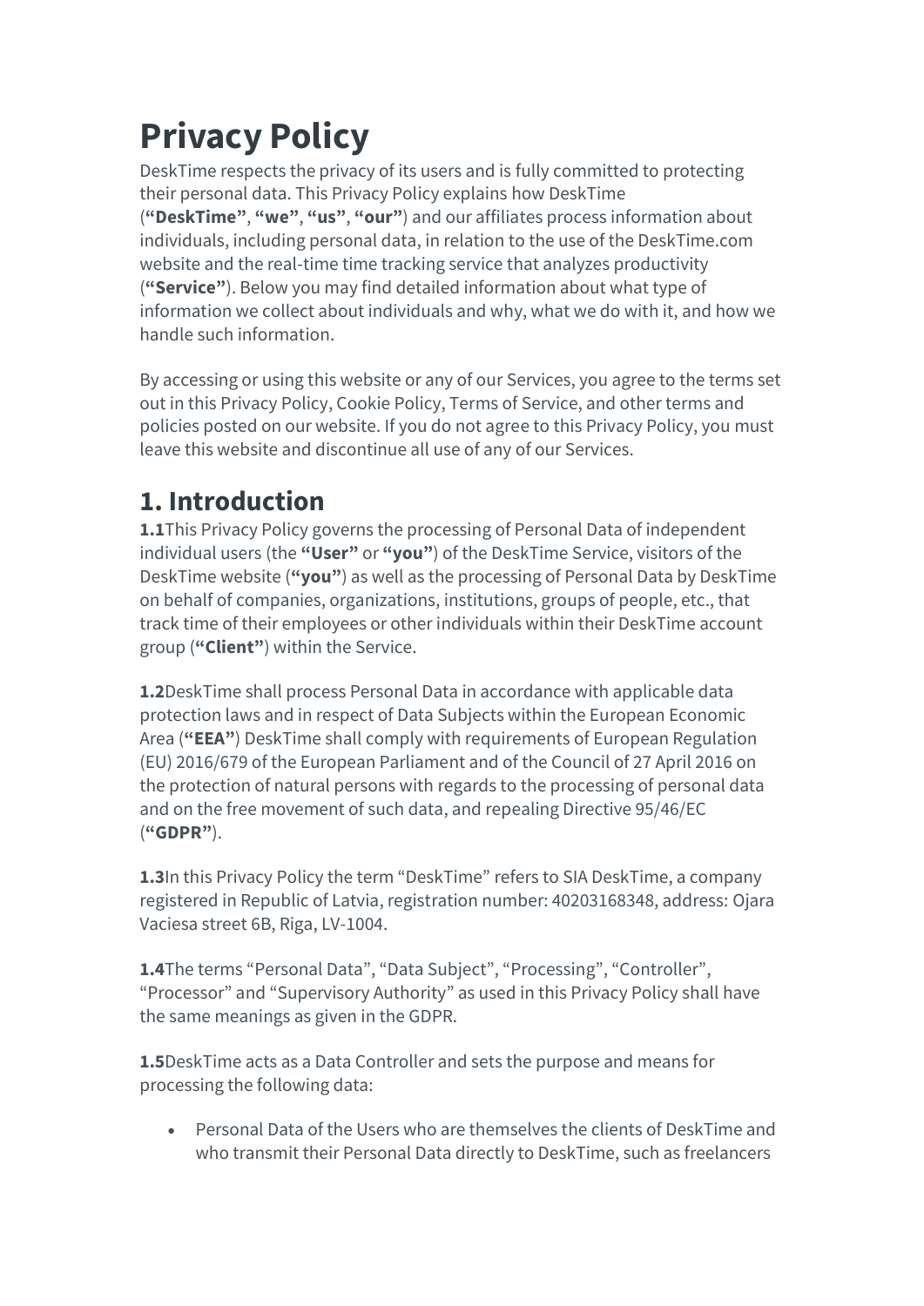# Privacy Policy

DeskTime respects the privacy of its users and is fully committed to protecting their personal data. This Privacy Policy explains how DeskTime (**"DeskTime"**, **"we"**, **"us"**, **"our"**) and our affiliates process information about individuals, including personal data, in relation to the use of the DeskTime.com website and the real-time time tracking service that analyzes productivity (**"Service"**). Below you may find detailed information about what type of information we collect about individuals and why, what we do with it, and how we handle such information.

By accessing or using this website or any of our Services, you agree to the terms set out in this Privacy Policy, Cookie Policy, Terms of Service, and other terms and policies posted on our website. If you do not agree to this Privacy Policy, you must leave this website and discontinue all use of any of our Services.

## 1. Introduction

**1.1**This Privacy Policy governs the processing of Personal Data of independent individual users (the **"User"** or **"you"**) of the DeskTime Service, visitors of the DeskTime website (**"you"**) as well as the processing of Personal Data by DeskTime on behalf of companies, organizations, institutions, groups of people, etc., that track time of their employees or other individuals within their DeskTime account group (**"Client"**) within the Service.

**1.2**DeskTime shall process Personal Data in accordance with applicable data protection laws and in respect of Data Subjects within the European Economic Area (**"EEA"**) DeskTime shall comply with requirements of European Regulation (EU) 2016/679 of the European Parliament and of the Council of 27 April 2016 on the protection of natural persons with regards to the processing of personal data and on the free movement of such data, and repealing Directive 95/46/EC (**"GDPR"**).

**1.3**In this Privacy Policy the term "DeskTime" refers to SIA DeskTime, a company registered in Republic of Latvia, registration number: 40203168348, address: Ojara Vaciesa street 6B, Riga, LV-1004.

**1.4**The terms "Personal Data", "Data Subject", "Processing", "Controller", "Processor" and "Supervisory Authority" as used in this Privacy Policy shall have the same meanings as given in the GDPR.

**1.5**DeskTime acts as a Data Controller and sets the purpose and means for processing the following data:

- Personal Data of the Users who are themselves the clients of DeskTime and who transmit their Personal Data directly to DeskTime, such as freelancers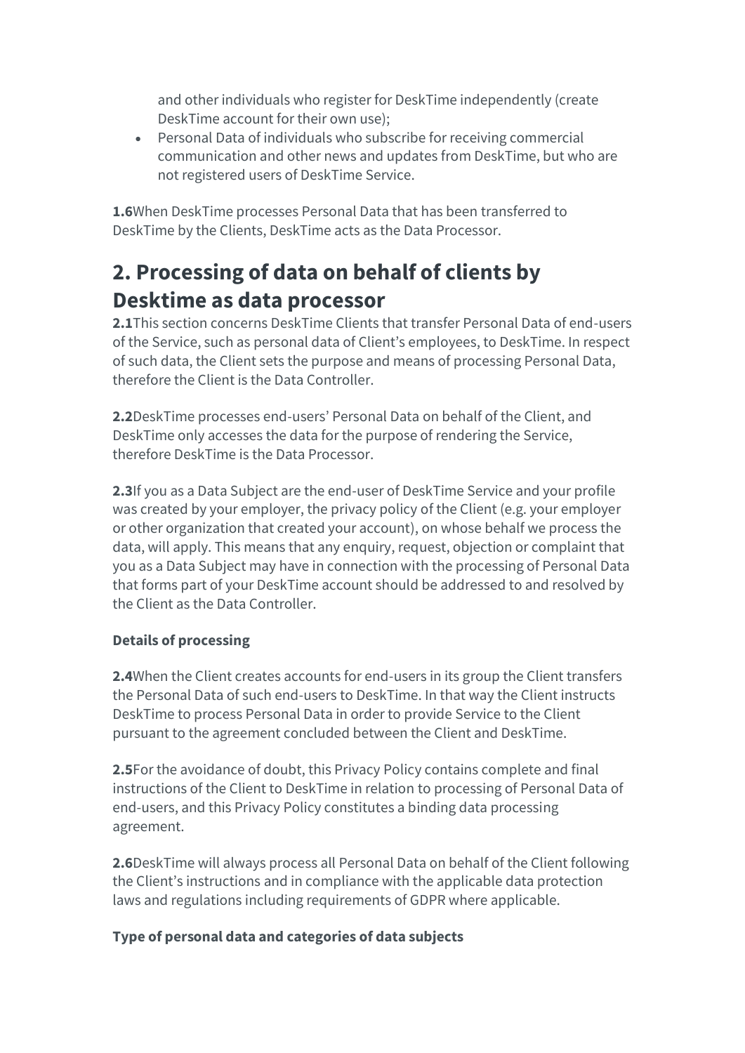and other individuals who register for DeskTime independently (create DeskTime account for their own use);

- Personal Data of individuals who subscribe for receiving commercial communication and other news and updates from DeskTime, but who are not registered users of DeskTime Service.

**1.6**When DeskTime processes Personal Data that has been transferred to DeskTime by the Clients, DeskTime acts as the Data Processor.

## 2. Processing of data on behalf of clients by Desktime as data processor

**2.1**This section concerns DeskTime Clients that transfer Personal Data of end-users of the Service, such as personal data of Client's employees, to DeskTime. In respect of such data, the Client sets the purpose and means of processing Personal Data, therefore the Client is the Data Controller.

**2.2**DeskTime processes end-users' Personal Data on behalf of the Client, and DeskTime only accesses the data for the purpose of rendering the Service, therefore DeskTime is the Data Processor.

**2.3**If you as a Data Subject are the end-user of DeskTime Service and your profile was created by your employer, the privacy policy of the Client (e.g. your employer or other organization that created your account), on whose behalf we process the data, will apply. This means that any enquiry, request, objection or complaint that you as a Data Subject may have in connection with the processing of Personal Data that forms part of your DeskTime account should be addressed to and resolved by the Client as the Data Controller.

**Details of processing**

**2.4**When the Client creates accounts for end-users in its group the Client transfers the Personal Data of such end-users to DeskTime. In that way the Client instructs DeskTime to process Personal Data in order to provide Service to the Client pursuant to the agreement concluded between the Client and DeskTime.

**2.5**For the avoidance of doubt, this Privacy Policy contains complete and final instructions of the Client to DeskTime in relation to processing of Personal Data of end-users, and this Privacy Policy constitutes a binding data processing agreement.

**2.6**DeskTime will always process all Personal Data on behalf of the Client following the Client's instructions and in compliance with the applicable data protection laws and regulations including requirements of GDPR where applicable.

**Type of personal data and categories of data subjects**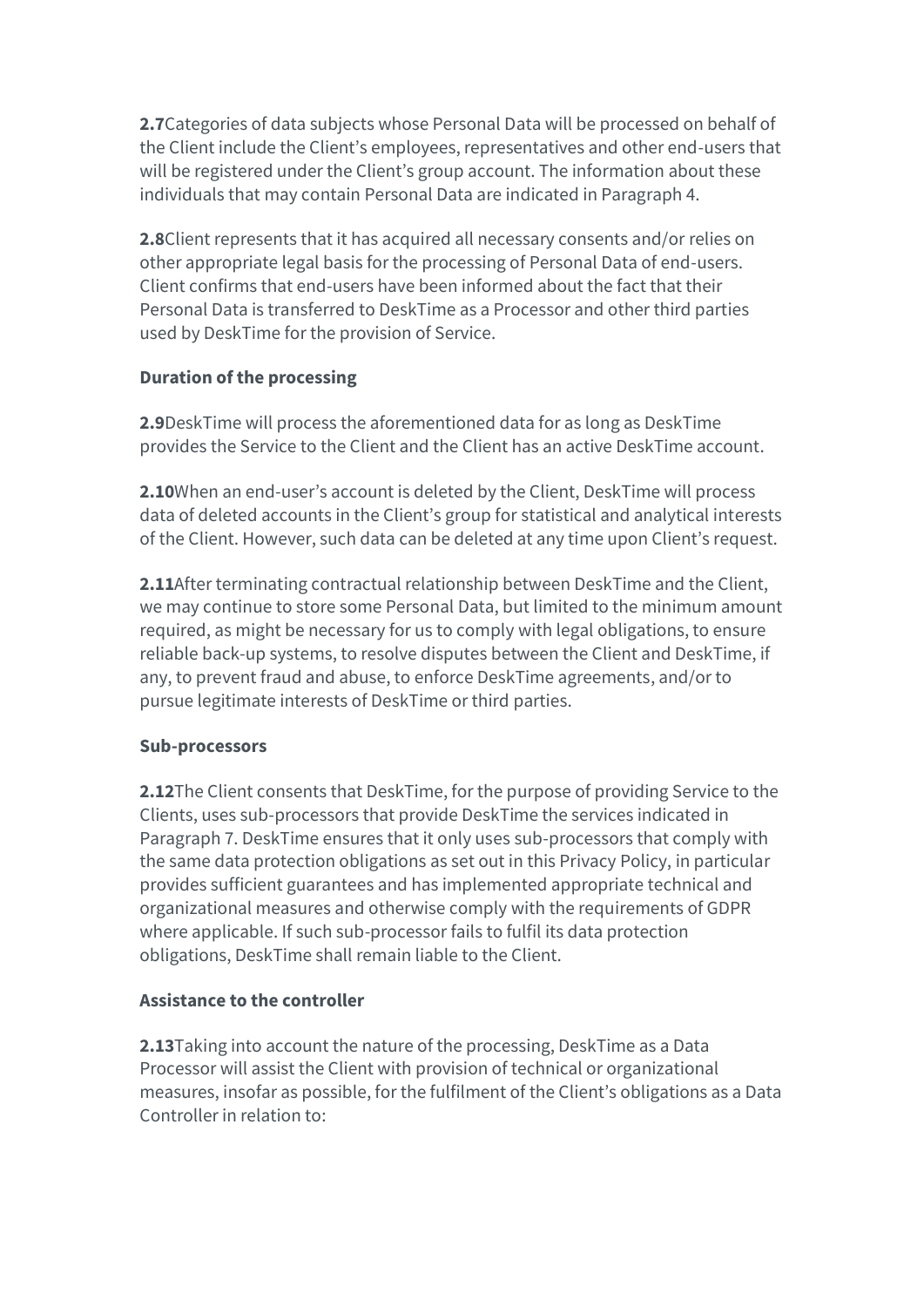**2.7**Categories of data subjects whose Personal Data will be processed on behalf of the Client include the Client's employees, representatives and other end-users that will be registered under the Client's group account. The information about these individuals that may contain Personal Data are indicated in Paragraph 4.

**2.8**Client represents that it has acquired all necessary consents and/or relies on other appropriate legal basis for the processing of Personal Data of end-users. Client confirms that end-users have been informed about the fact that their Personal Data is transferred to DeskTime as a Processor and other third parties used by DeskTime for the provision of Service.

**Duration of the processing**

**2.9**DeskTime will process the aforementioned data for as long as DeskTime provides the Service to the Client and the Client has an active DeskTime account.

**2.10**When an end-user's account is deleted by the Client, DeskTime will process data of deleted accounts in the Client's group for statistical and analytical interests of the Client. However, such data can be deleted at any time upon Client's request.

**2.11**After terminating contractual relationship between DeskTime and the Client, we may continue to store some Personal Data, but limited to the minimum amount required, as might be necessary for us to comply with legal obligations, to ensure reliable back-up systems, to resolve disputes between the Client and DeskTime, if any, to prevent fraud and abuse, to enforce DeskTime agreements, and/or to pursue legitimate interests of DeskTime or third parties.

**Sub-processors**

**2.12**The Client consents that DeskTime, for the purpose of providing Service to the Clients, uses sub-processors that provide DeskTime the services indicated in Paragraph 7. DeskTime ensures that it only uses sub-processors that comply with the same data protection obligations as set out in this Privacy Policy, in particular provides sufficient guarantees and has implemented appropriate technical and organizational measures and otherwise comply with the requirements of GDPR where applicable. If such sub-processor fails to fulfil its data protection obligations, DeskTime shall remain liable to the Client.

**Assistance to the controller**

**2.13**Taking into account the nature of the processing, DeskTime as a Data Processor will assist the Client with provision of technical or organizational measures, insofar as possible, for the fulfilment of the Client's obligations as a Data Controller in relation to: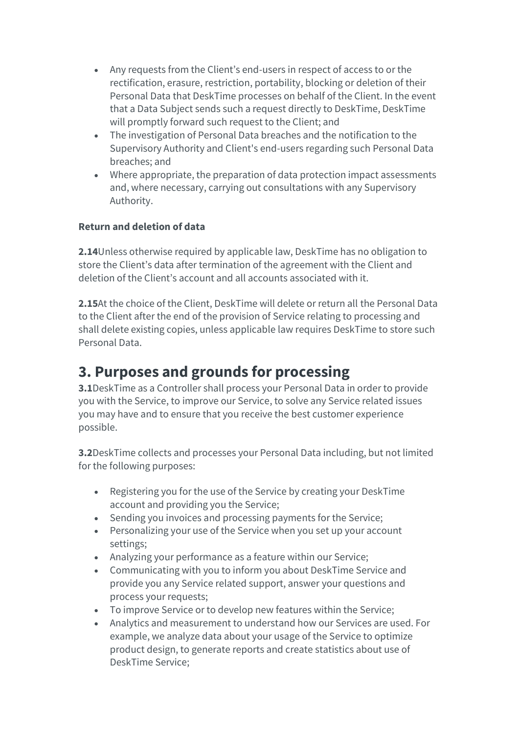- Any requests from the Client's end-users in respect of access to or the rectification, erasure, restriction, portability, blocking or deletion of their Personal Data that DeskTime processes on behalf of the Client. In the event that a Data Subject sends such a request directly to DeskTime, DeskTime will promptly forward such request to the Client; and
- The investigation of Personal Data breaches and the notification to the Supervisory Authority and Client's end-users regarding such Personal Data breaches; and
- Where appropriate, the preparation of data protection impact assessments and, where necessary, carrying out consultations with any Supervisory Authority.

**Return and deletion of data**

**2.14**Unless otherwise required by applicable law, DeskTime has no obligation to store the Client's data after termination of the agreement with the Client and deletion of the Client's account and all accounts associated with it.

**2.15**At the choice of the Client, DeskTime will delete or return all the Personal Data to the Client after the end of the provision of Service relating to processing and shall delete existing copies, unless applicable law requires DeskTime to store such Personal Data.

# 3. Purposes and grounds for processing

**3.1**DeskTime as a Controller shall process your Personal Data in order to provide you with the Service, to improve our Service, to solve any Service related issues you may have and to ensure that you receive the best customer experience possible.

**3.2**DeskTime collects and processes your Personal Data including, but not limited for the following purposes:

- Registering you for the use of the Service by creating your DeskTime account and providing you the Service;
- Sending you invoices and processing payments for the Service;
- Personalizing your use of the Service when you set up your account settings;
- Analyzing your performance as a feature within our Service;
- Communicating with you to inform you about DeskTime Service and provide you any Service related support, answer your questions and process your requests;
- To improve Service or to develop new features within the Service;
- Analytics and measurement to understand how our Services are used. For example, we analyze data about your usage of the Service to optimize product design, to generate reports and create statistics about use of DeskTime Service;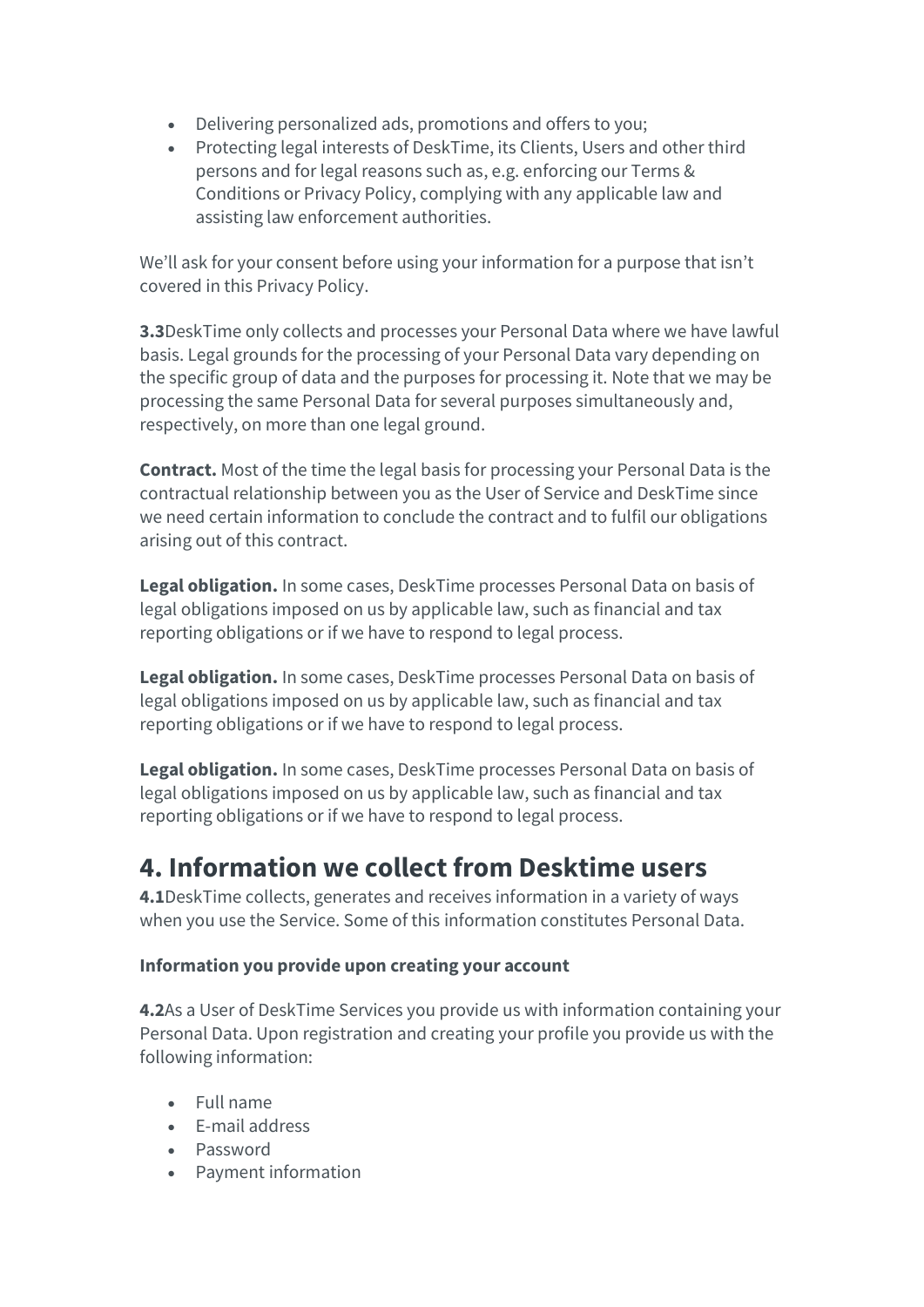- Delivering personalized ads, promotions and offers to you;
- Protecting legal interests of DeskTime, its Clients, Users and other third persons and for legal reasons such as, e.g. enforcing our Terms & Conditions or Privacy Policy, complying with any applicable law and assisting law enforcement authorities.

We'll ask for your consent before using your information for a purpose that isn't covered in this Privacy Policy.

**3.3**DeskTime only collects and processes your Personal Data where we have lawful basis. Legal grounds for the processing of your Personal Data vary depending on the specific group of data and the purposes for processing it. Note that we may be processing the same Personal Data for several purposes simultaneously and, respectively, on more than one legal ground.

**Contract.** Most of the time the legal basis for processing your Personal Data is the contractual relationship between you as the User of Service and DeskTime since we need certain information to conclude the contract and to fulfil our obligations arising out of this contract.

**Legal obligation.** In some cases, DeskTime processes Personal Data on basis of legal obligations imposed on us by applicable law, such as financial and tax reporting obligations or if we have to respond to legal process.

**Legal obligation.** In some cases, DeskTime processes Personal Data on basis of legal obligations imposed on us by applicable law, such as financial and tax reporting obligations or if we have to respond to legal process.

**Legal obligation.** In some cases, DeskTime processes Personal Data on basis of legal obligations imposed on us by applicable law, such as financial and tax reporting obligations or if we have to respond to legal process.

## 4. Information we collect from Desktime users

**4.1**DeskTime collects, generates and receives information in a variety of ways when you use the Service. Some of this information constitutes Personal Data.

**Information you provide upon creating your account**

**4.2**As a User of DeskTime Services you provide us with information containing your Personal Data. Upon registration and creating your profile you provide us with the following information:

- Full name
- E-mail address
- Password
- Payment information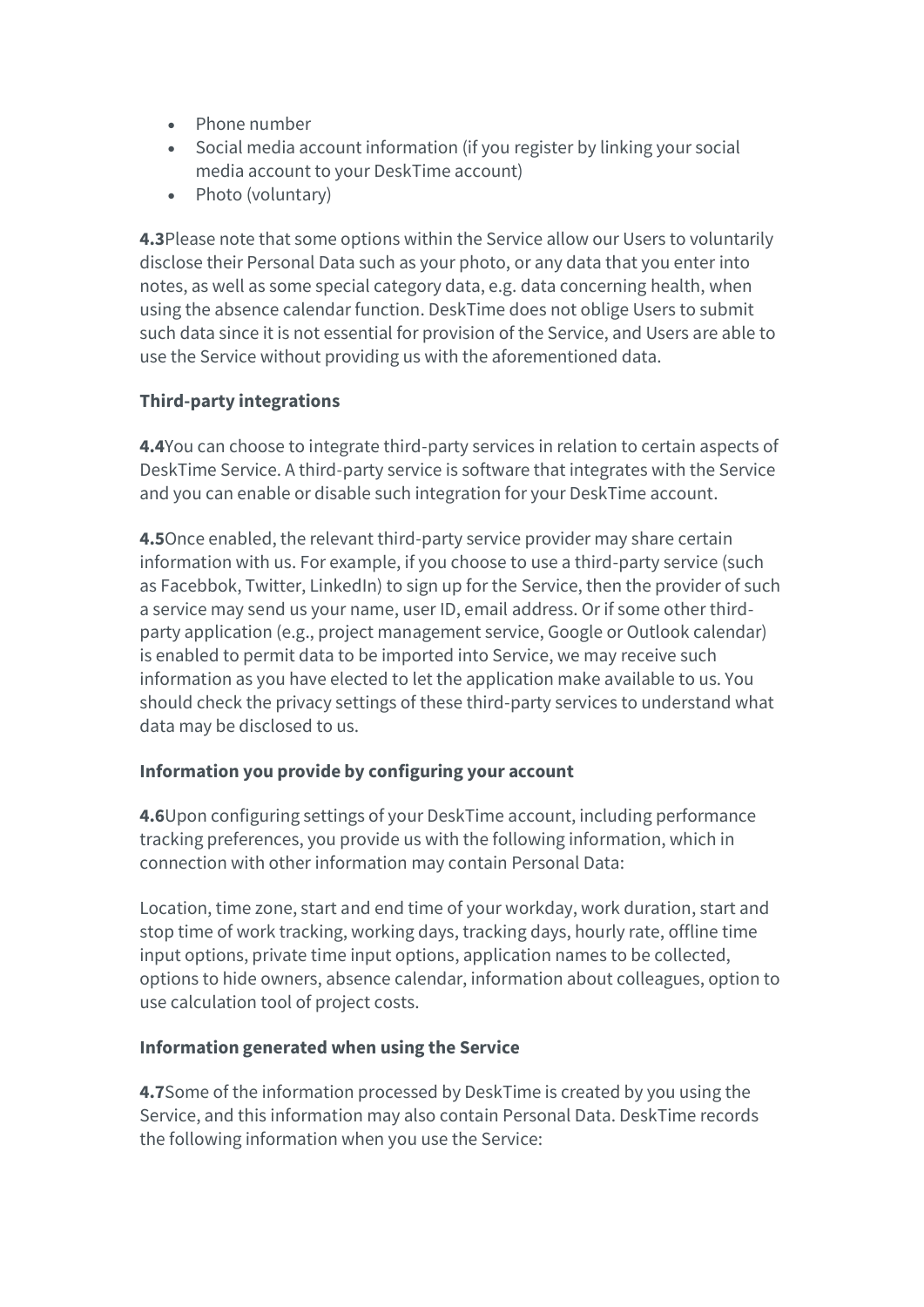- Phone number
- Social media account information (if you register by linking your social media account to your DeskTime account)
- Photo (voluntary)

**4.3**Please note that some options within the Service allow our Users to voluntarily disclose their Personal Data such as your photo, or any data that you enter into notes, as well as some special category data, e.g. data concerning health, when using the absence calendar function. DeskTime does not oblige Users to submit such data since it is not essential for provision of the Service, and Users are able to use the Service without providing us with the aforementioned data.

**Third-party integrations**

**4.4**You can choose to integrate third-party services in relation to certain aspects of DeskTime Service. A third-party service is software that integrates with the Service and you can enable or disable such integration for your DeskTime account.

**4.5**Once enabled, the relevant third-party service provider may share certain information with us. For example, if you choose to use a third-party service (such as Facebbok, Twitter, LinkedIn) to sign up for the Service, then the provider of such a service may send us your name, user ID, email address. Or if some other third-party application (e.g., project management service, Google or Outlook calendar) is enabled to permit data to be imported into Service, we may receive such information as you have elected to let the application make available to us. You should check the privacy settings of these third-party services to understand what data may be disclosed to us.

**Information you provide by configuring your account**

**4.6**Upon configuring settings of your DeskTime account, including performance tracking preferences, you provide us with the following information, which in connection with other information may contain Personal Data:

Location, time zone, start and end time of your workday, work duration, start and stop time of work tracking, working days, tracking days, hourly rate, offline time input options, private time input options, application names to be collected, options to hide owners, absence calendar, information about colleagues, option to use calculation tool of project costs.

**Information generated when using the Service**

**4.7**Some of the information processed by DeskTime is created by you using the Service, and this information may also contain Personal Data. DeskTime records the following information when you use the Service: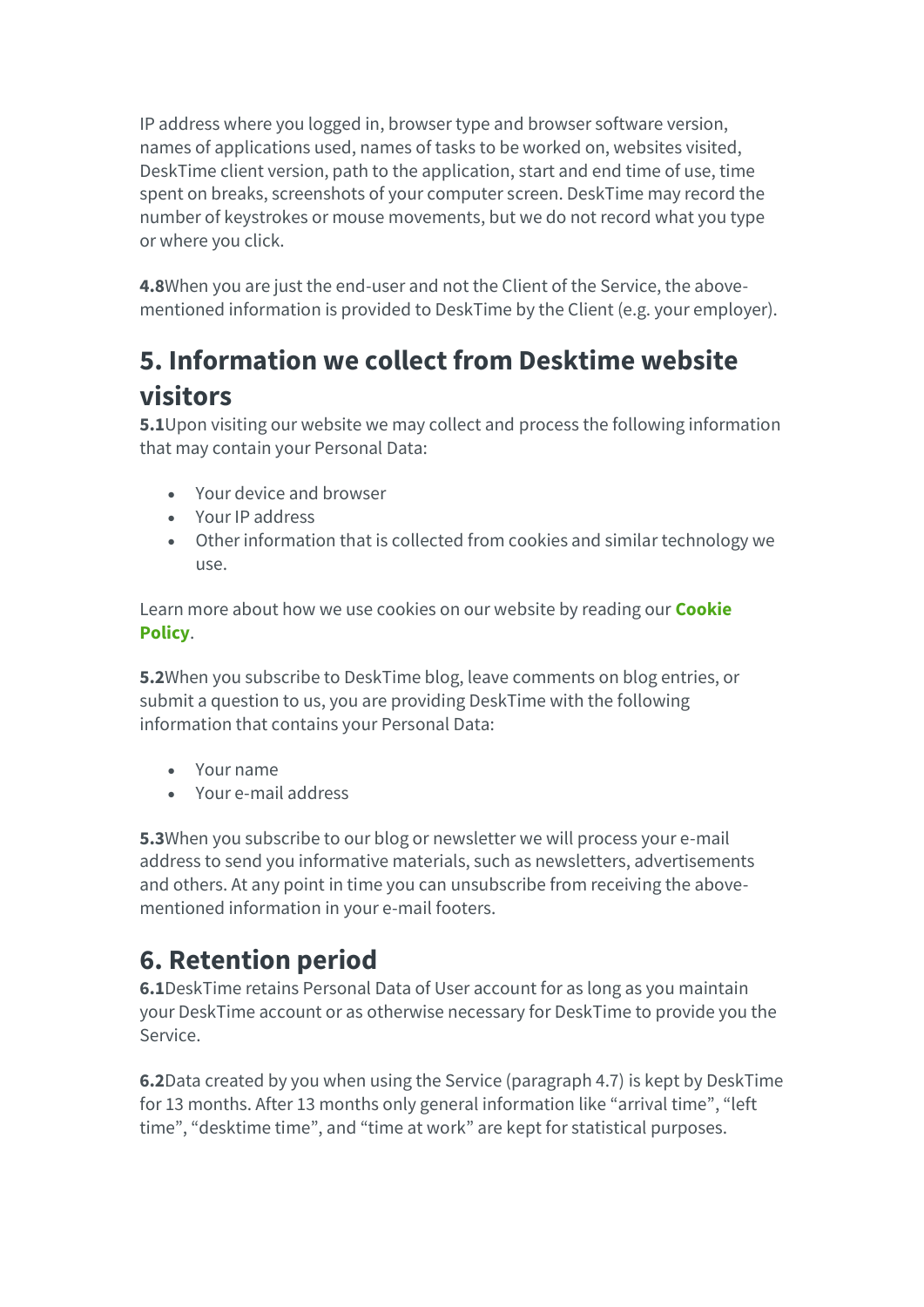IP address where you logged in, browser type and browser software version, names of applications used, names of tasks to be worked on, websites visited, DeskTime client version, path to the application, start and end time of use, time spent on breaks, screenshots of your computer screen. DeskTime may record the number of keystrokes or mouse movements, but we do not record what you type or where you click.

**4.8**When you are just the end-user and not the Client of the Service, the above-mentioned information is provided to DeskTime by the Client (e.g. your employer).

## 5. Information we collect from Desktime website visitors

**5.1**Upon visiting our website we may collect and process the following information that may contain your Personal Data:

- Your device and browser
- Your IP address
- Other information that is collected from cookies and similar technology we use.

Learn more about how we use cookies on our website by reading our **Cookie Policy**.

**5.2**When you subscribe to DeskTime blog, leave comments on blog entries, or submit a question to us, you are providing DeskTime with the following information that contains your Personal Data:

- Your name
- Your e-mail address

**5.3**When you subscribe to our blog or newsletter we will process your e-mail address to send you informative materials, such as newsletters, advertisements and others. At any point in time you can unsubscribe from receiving the above-mentioned information in your e-mail footers.

## 6. Retention period

**6.1**DeskTime retains Personal Data of User account for as long as you maintain your DeskTime account or as otherwise necessary for DeskTime to provide you the Service.

**6.2**Data created by you when using the Service (paragraph 4.7) is kept by DeskTime for 13 months. After 13 months only general information like “arrival time”, “left time”, “desktime time”, and “time at work” are kept for statistical purposes.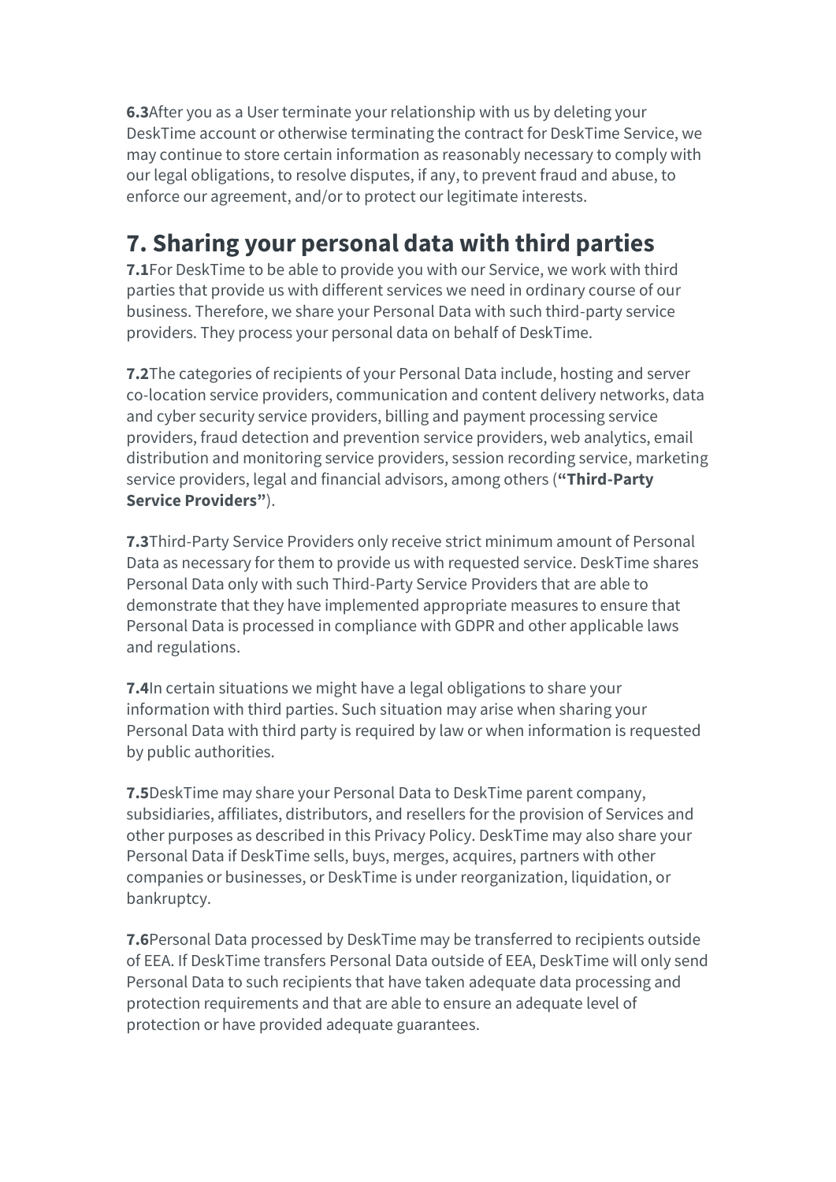**6.3**After you as a User terminate your relationship with us by deleting your DeskTime account or otherwise terminating the contract for DeskTime Service, we may continue to store certain information as reasonably necessary to comply with our legal obligations, to resolve disputes, if any, to prevent fraud and abuse, to enforce our agreement, and/or to protect our legitimate interests.

## 7. Sharing your personal data with third parties

**7.1**For DeskTime to be able to provide you with our Service, we work with third parties that provide us with different services we need in ordinary course of our business. Therefore, we share your Personal Data with such third-party service providers. They process your personal data on behalf of DeskTime.

**7.2**The categories of recipients of your Personal Data include, hosting and server co-location service providers, communication and content delivery networks, data and cyber security service providers, billing and payment processing service providers, fraud detection and prevention service providers, web analytics, email distribution and monitoring service providers, session recording service, marketing service providers, legal and financial advisors, among others (**"Third-Party Service Providers"**).

**7.3**Third-Party Service Providers only receive strict minimum amount of Personal Data as necessary for them to provide us with requested service. DeskTime shares Personal Data only with such Third-Party Service Providers that are able to demonstrate that they have implemented appropriate measures to ensure that Personal Data is processed in compliance with GDPR and other applicable laws and regulations.

**7.4**In certain situations we might have a legal obligations to share your information with third parties. Such situation may arise when sharing your Personal Data with third party is required by law or when information is requested by public authorities.

**7.5**DeskTime may share your Personal Data to DeskTime parent company, subsidiaries, affiliates, distributors, and resellers for the provision of Services and other purposes as described in this Privacy Policy. DeskTime may also share your Personal Data if DeskTime sells, buys, merges, acquires, partners with other companies or businesses, or DeskTime is under reorganization, liquidation, or bankruptcy.

**7.6**Personal Data processed by DeskTime may be transferred to recipients outside of EEA. If DeskTime transfers Personal Data outside of EEA, DeskTime will only send Personal Data to such recipients that have taken adequate data processing and protection requirements and that are able to ensure an adequate level of protection or have provided adequate guarantees.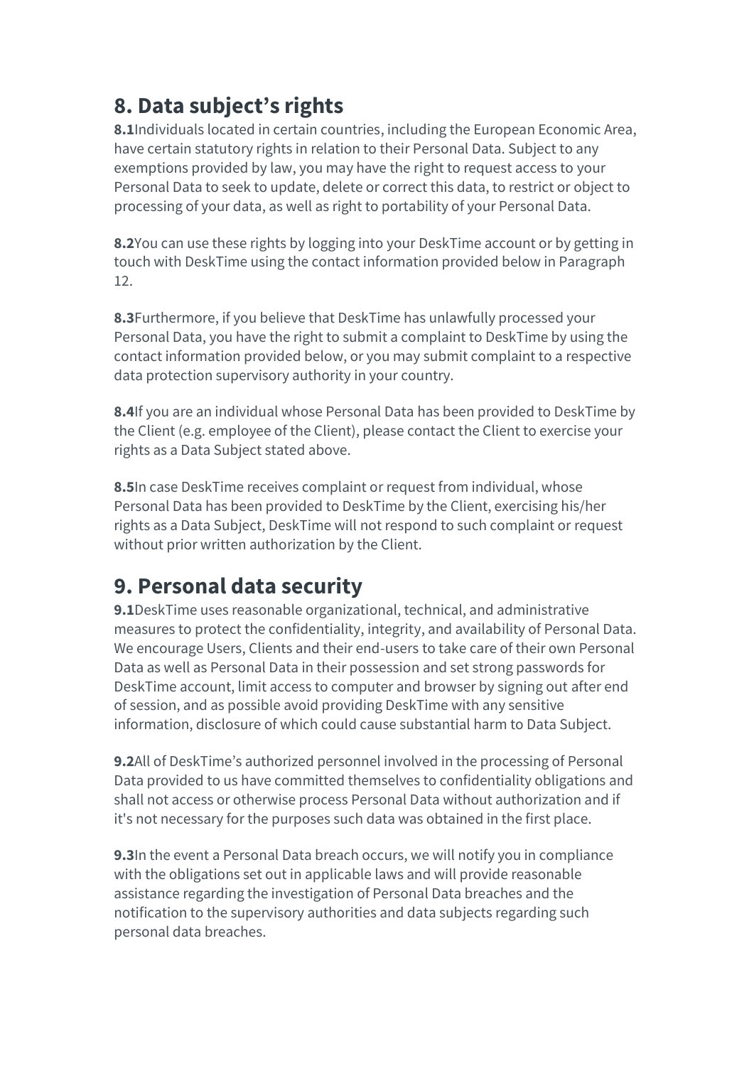## 8. Data subject's rights

**8.1**Individuals located in certain countries, including the European Economic Area, have certain statutory rights in relation to their Personal Data. Subject to any exemptions provided by law, you may have the right to request access to your Personal Data to seek to update, delete or correct this data, to restrict or object to processing of your data, as well as right to portability of your Personal Data.

**8.2**You can use these rights by logging into your DeskTime account or by getting in touch with DeskTime using the contact information provided below in Paragraph 12.

**8.3**Furthermore, if you believe that DeskTime has unlawfully processed your Personal Data, you have the right to submit a complaint to DeskTime by using the contact information provided below, or you may submit complaint to a respective data protection supervisory authority in your country.

**8.4**If you are an individual whose Personal Data has been provided to DeskTime by the Client (e.g. employee of the Client), please contact the Client to exercise your rights as a Data Subject stated above.

**8.5**In case DeskTime receives complaint or request from individual, whose Personal Data has been provided to DeskTime by the Client, exercising his/her rights as a Data Subject, DeskTime will not respond to such complaint or request without prior written authorization by the Client.

## 9. Personal data security

**9.1**DeskTime uses reasonable organizational, technical, and administrative measures to protect the confidentiality, integrity, and availability of Personal Data. We encourage Users, Clients and their end-users to take care of their own Personal Data as well as Personal Data in their possession and set strong passwords for DeskTime account, limit access to computer and browser by signing out after end of session, and as possible avoid providing DeskTime with any sensitive information, disclosure of which could cause substantial harm to Data Subject.

**9.2**All of DeskTime's authorized personnel involved in the processing of Personal Data provided to us have committed themselves to confidentiality obligations and shall not access or otherwise process Personal Data without authorization and if it's not necessary for the purposes such data was obtained in the first place.

**9.3**In the event a Personal Data breach occurs, we will notify you in compliance with the obligations set out in applicable laws and will provide reasonable assistance regarding the investigation of Personal Data breaches and the notification to the supervisory authorities and data subjects regarding such personal data breaches.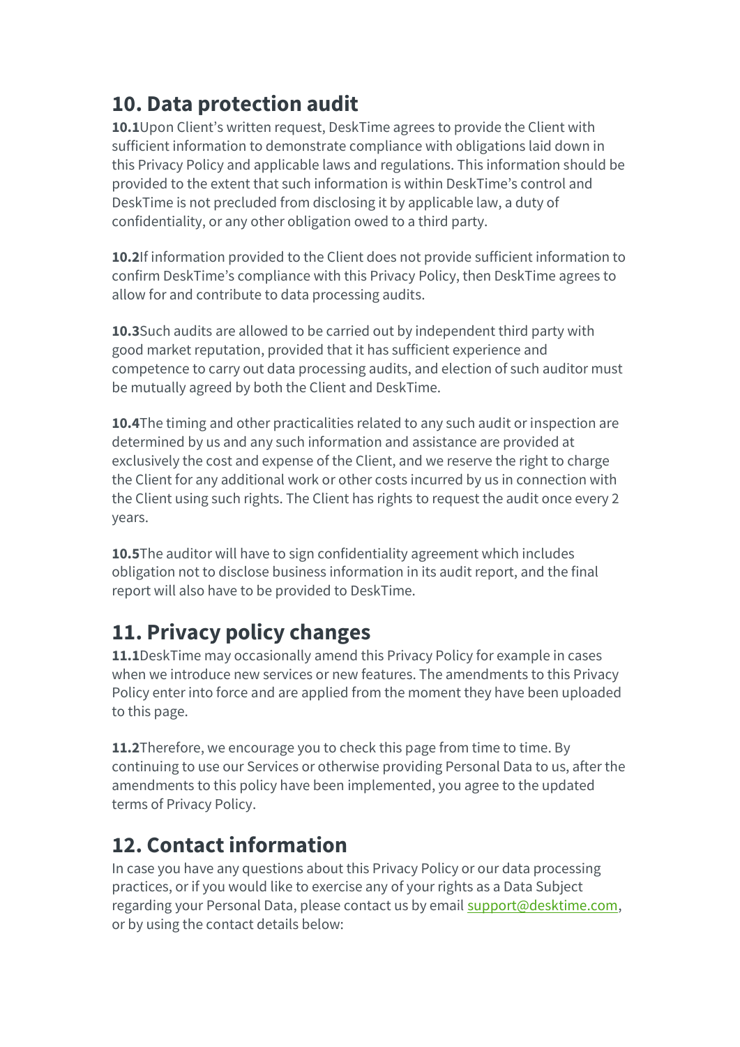## 10. Data protection audit

**10.1**Upon Client's written request, DeskTime agrees to provide the Client with sufficient information to demonstrate compliance with obligations laid down in this Privacy Policy and applicable laws and regulations. This information should be provided to the extent that such information is within DeskTime's control and DeskTime is not precluded from disclosing it by applicable law, a duty of confidentiality, or any other obligation owed to a third party.

**10.2**If information provided to the Client does not provide sufficient information to confirm DeskTime's compliance with this Privacy Policy, then DeskTime agrees to allow for and contribute to data processing audits.

**10.3**Such audits are allowed to be carried out by independent third party with good market reputation, provided that it has sufficient experience and competence to carry out data processing audits, and election of such auditor must be mutually agreed by both the Client and DeskTime.

**10.4**The timing and other practicalities related to any such audit or inspection are determined by us and any such information and assistance are provided at exclusively the cost and expense of the Client, and we reserve the right to charge the Client for any additional work or other costs incurred by us in connection with the Client using such rights. The Client has rights to request the audit once every 2 years.

**10.5**The auditor will have to sign confidentiality agreement which includes obligation not to disclose business information in its audit report, and the final report will also have to be provided to DeskTime.

## 11. Privacy policy changes

**11.1**DeskTime may occasionally amend this Privacy Policy for example in cases when we introduce new services or new features. The amendments to this Privacy Policy enter into force and are applied from the moment they have been uploaded to this page.

**11.2**Therefore, we encourage you to check this page from time to time. By continuing to use our Services or otherwise providing Personal Data to us, after the amendments to this policy have been implemented, you agree to the updated terms of Privacy Policy.

## 12. Contact information

In case you have any questions about this Privacy Policy or our data processing practices, or if you would like to exercise any of your rights as a Data Subject regarding your Personal Data, please contact us by email support@desktime.com, or by using the contact details below: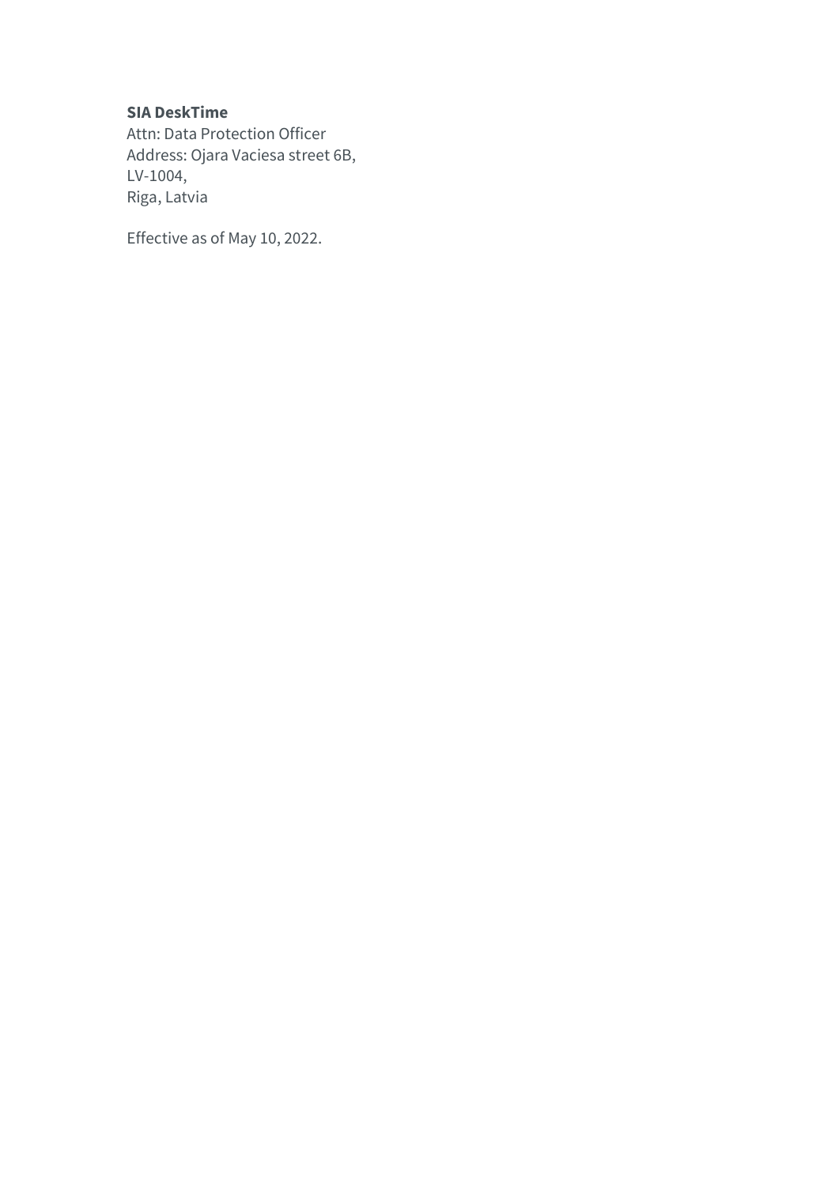**SIA DeskTime**
Attn: Data Protection Officer
Address: Ojara Vaciesa street 6B,
LV-1004,
Riga, Latvia

Effective as of May 10, 2022.